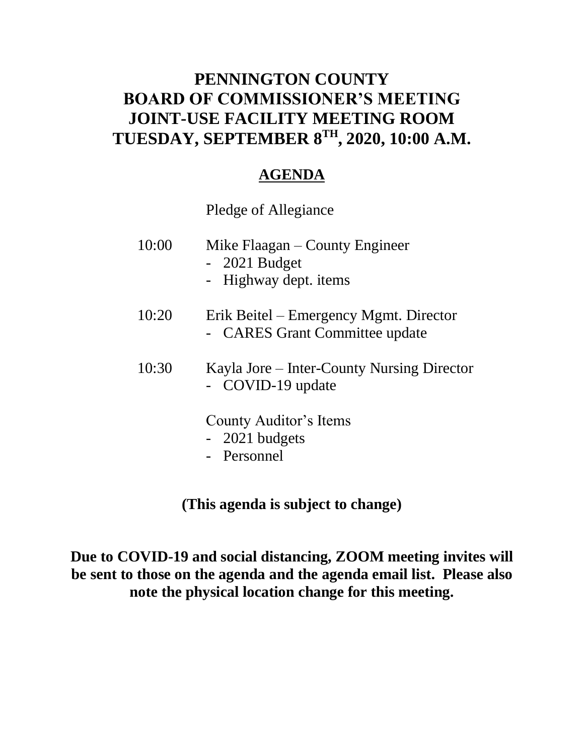# PENNINGTON COUNTY
# BOARD OF COMMISSIONER'S MEETING
# JOINT-USE FACILITY MEETING ROOM
# TUESDAY, SEPTEMBER 8TH, 2020, 10:00 A.M.

## AGENDA

Pledge of Allegiance

10:00 Mike Flaagan – County Engineer
- 2021 Budget
- Highway dept. items

10:20 Erik Beitel – Emergency Mgmt. Director
- CARES Grant Committee update

10:30 Kayla Jore – Inter-County Nursing Director
- COVID-19 update

County Auditor's Items
- 2021 budgets
- Personnel

**(This agenda is subject to change)**

**Due to COVID-19 and social distancing, ZOOM meeting invites will be sent to those on the agenda and the agenda email list. Please also note the physical location change for this meeting.**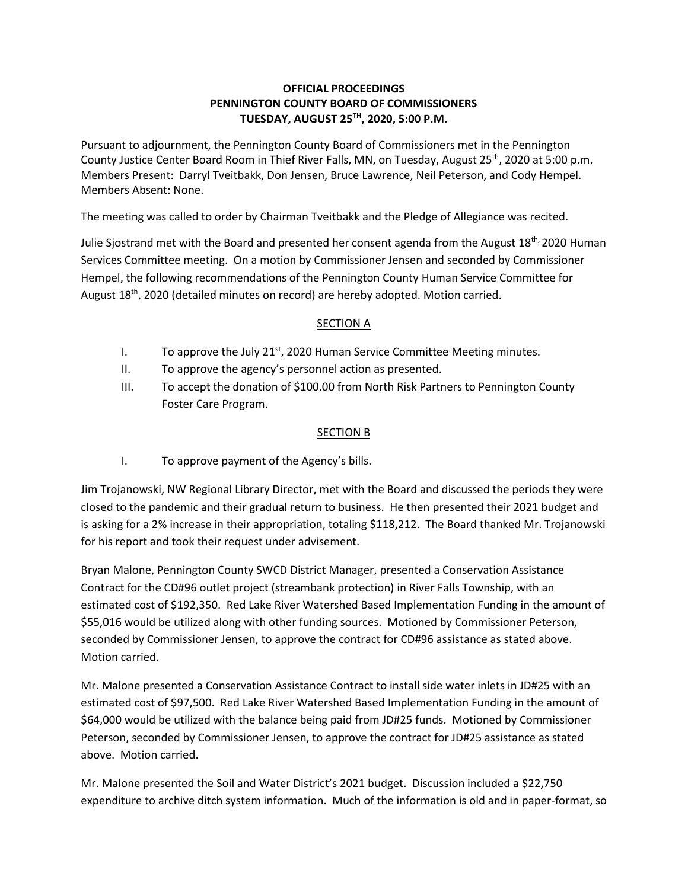**OFFICIAL PROCEEDINGS**
**PENNINGTON COUNTY BOARD OF COMMISSIONERS**
**TUESDAY, AUGUST 25TH, 2020, 5:00 P.M.**

Pursuant to adjournment, the Pennington County Board of Commissioners met in the Pennington County Justice Center Board Room in Thief River Falls, MN, on Tuesday, August 25th, 2020 at 5:00 p.m. Members Present: Darryl Tveitbakk, Don Jensen, Bruce Lawrence, Neil Peterson, and Cody Hempel. Members Absent: None.

The meeting was called to order by Chairman Tveitbakk and the Pledge of Allegiance was recited.

Julie Sjostrand met with the Board and presented her consent agenda from the August 18th, 2020 Human Services Committee meeting. On a motion by Commissioner Jensen and seconded by Commissioner Hempel, the following recommendations of the Pennington County Human Service Committee for August 18th, 2020 (detailed minutes on record) are hereby adopted. Motion carried.

SECTION A

I. To approve the July 21st, 2020 Human Service Committee Meeting minutes.
II. To approve the agency's personnel action as presented.
III. To accept the donation of $100.00 from North Risk Partners to Pennington County Foster Care Program.

SECTION B

I. To approve payment of the Agency's bills.

Jim Trojanowski, NW Regional Library Director, met with the Board and discussed the periods they were closed to the pandemic and their gradual return to business. He then presented their 2021 budget and is asking for a 2% increase in their appropriation, totaling $118,212. The Board thanked Mr. Trojanowski for his report and took their request under advisement.

Bryan Malone, Pennington County SWCD District Manager, presented a Conservation Assistance Contract for the CD#96 outlet project (streambank protection) in River Falls Township, with an estimated cost of $192,350. Red Lake River Watershed Based Implementation Funding in the amount of $55,016 would be utilized along with other funding sources. Motioned by Commissioner Peterson, seconded by Commissioner Jensen, to approve the contract for CD#96 assistance as stated above. Motion carried.

Mr. Malone presented a Conservation Assistance Contract to install side water inlets in JD#25 with an estimated cost of $97,500. Red Lake River Watershed Based Implementation Funding in the amount of $64,000 would be utilized with the balance being paid from JD#25 funds. Motioned by Commissioner Peterson, seconded by Commissioner Jensen, to approve the contract for JD#25 assistance as stated above. Motion carried.

Mr. Malone presented the Soil and Water District's 2021 budget. Discussion included a $22,750 expenditure to archive ditch system information. Much of the information is old and in paper-format, so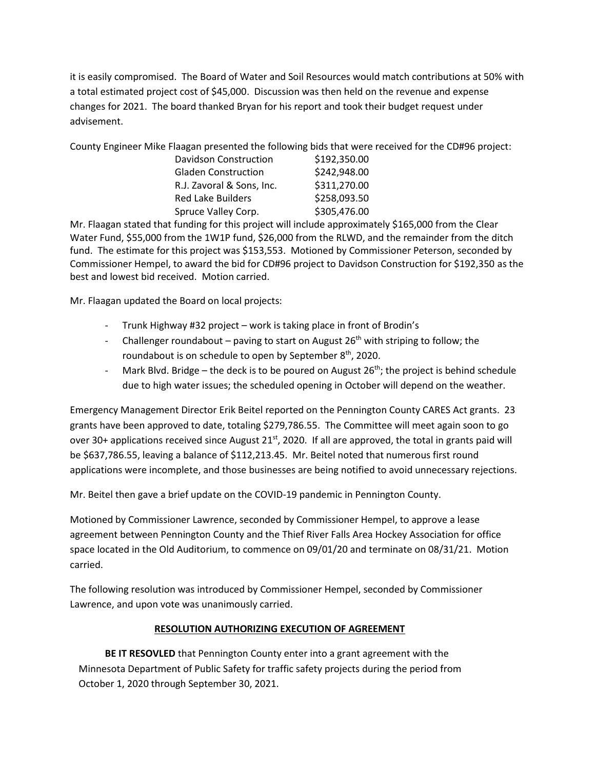it is easily compromised. The Board of Water and Soil Resources would match contributions at 50% with a total estimated project cost of $45,000. Discussion was then held on the revenue and expense changes for 2021. The board thanked Bryan for his report and took their budget request under advisement.

County Engineer Mike Flaagan presented the following bids that were received for the CD#96 project:

| | |
|---|---|
| Davidson Construction | $192,350.00 |
| Gladen Construction | $242,948.00 |
| R.J. Zavoral & Sons, Inc. | $311,270.00 |
| Red Lake Builders | $258,093.50 |
| Spruce Valley Corp. | $305,476.00 |

Mr. Flaagan stated that funding for this project will include approximately $165,000 from the Clear Water Fund, $55,000 from the 1W1P fund, $26,000 from the RLWD, and the remainder from the ditch fund. The estimate for this project was $153,553. Motioned by Commissioner Peterson, seconded by Commissioner Hempel, to award the bid for CD#96 project to Davidson Construction for $192,350 as the best and lowest bid received. Motion carried.

Mr. Flaagan updated the Board on local projects:

- Trunk Highway #32 project – work is taking place in front of Brodin's
- Challenger roundabout – paving to start on August 26th with striping to follow; the roundabout is on schedule to open by September 8th, 2020.
- Mark Blvd. Bridge – the deck is to be poured on August 26th; the project is behind schedule due to high water issues; the scheduled opening in October will depend on the weather.

Emergency Management Director Erik Beitel reported on the Pennington County CARES Act grants. 23 grants have been approved to date, totaling $279,786.55. The Committee will meet again soon to go over 30+ applications received since August 21st, 2020. If all are approved, the total in grants paid will be $637,786.55, leaving a balance of $112,213.45. Mr. Beitel noted that numerous first round applications were incomplete, and those businesses are being notified to avoid unnecessary rejections.

Mr. Beitel then gave a brief update on the COVID-19 pandemic in Pennington County.

Motioned by Commissioner Lawrence, seconded by Commissioner Hempel, to approve a lease agreement between Pennington County and the Thief River Falls Area Hockey Association for office space located in the Old Auditorium, to commence on 09/01/20 and terminate on 08/31/21. Motion carried.

The following resolution was introduced by Commissioner Hempel, seconded by Commissioner Lawrence, and upon vote was unanimously carried.

**RESOLUTION AUTHORIZING EXECUTION OF AGREEMENT**

**BE IT RESOVLED** that Pennington County enter into a grant agreement with the Minnesota Department of Public Safety for traffic safety projects during the period from October 1, 2020 through September 30, 2021.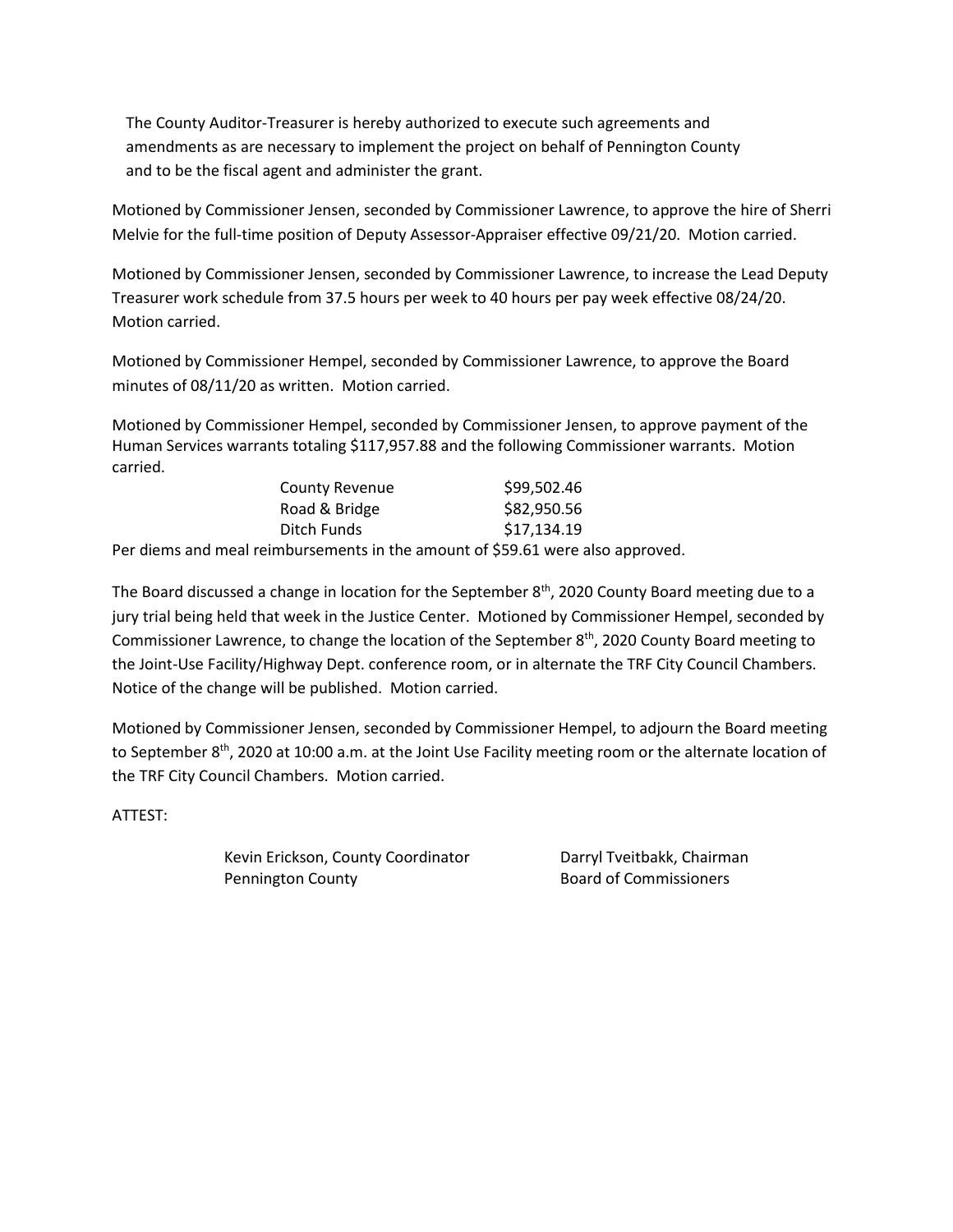The County Auditor-Treasurer is hereby authorized to execute such agreements and amendments as are necessary to implement the project on behalf of Pennington County and to be the fiscal agent and administer the grant.

Motioned by Commissioner Jensen, seconded by Commissioner Lawrence, to approve the hire of Sherri Melvie for the full-time position of Deputy Assessor-Appraiser effective 09/21/20. Motion carried.

Motioned by Commissioner Jensen, seconded by Commissioner Lawrence, to increase the Lead Deputy Treasurer work schedule from 37.5 hours per week to 40 hours per pay week effective 08/24/20. Motion carried.

Motioned by Commissioner Hempel, seconded by Commissioner Lawrence, to approve the Board minutes of 08/11/20 as written. Motion carried.

Motioned by Commissioner Hempel, seconded by Commissioner Jensen, to approve payment of the Human Services warrants totaling $117,957.88 and the following Commissioner warrants. Motion carried.

| | |
|---|---|
| County Revenue | $99,502.46 |
| Road & Bridge | $82,950.56 |
| Ditch Funds | $17,134.19 |

Per diems and meal reimbursements in the amount of $59.61 were also approved.

The Board discussed a change in location for the September 8th, 2020 County Board meeting due to a jury trial being held that week in the Justice Center. Motioned by Commissioner Hempel, seconded by Commissioner Lawrence, to change the location of the September 8th, 2020 County Board meeting to the Joint-Use Facility/Highway Dept. conference room, or in alternate the TRF City Council Chambers. Notice of the change will be published. Motion carried.

Motioned by Commissioner Jensen, seconded by Commissioner Hempel, to adjourn the Board meeting to September 8th, 2020 at 10:00 a.m. at the Joint Use Facility meeting room or the alternate location of the TRF City Council Chambers. Motion carried.

ATTEST:

Kevin Erickson, County Coordinator
Pennington County

Darryl Tveitbakk, Chairman
Board of Commissioners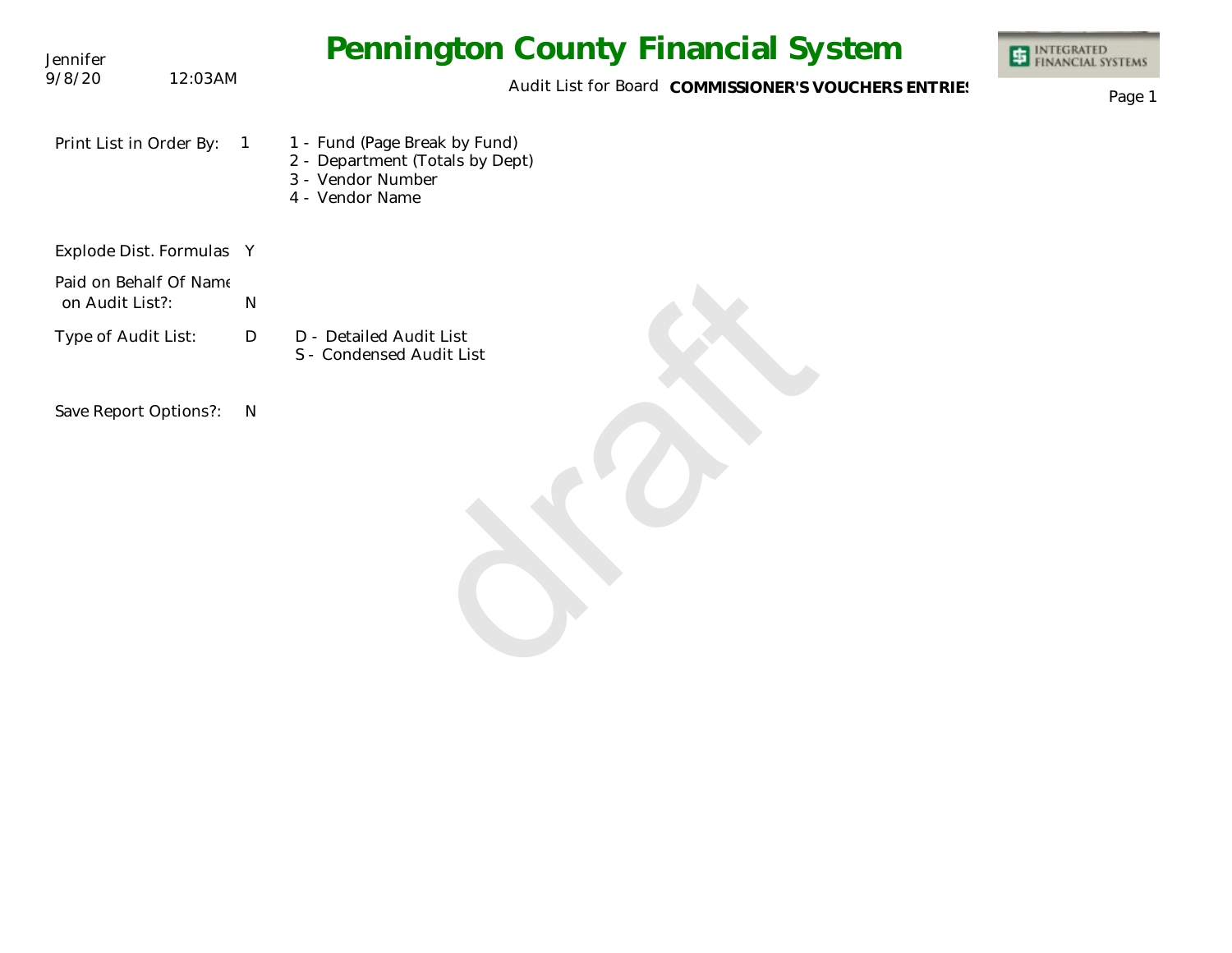Jennifer
9/8/20 12:03AM

# Pennington County Financial System

Audit List for Board **COMMISSIONER'S VOUCHERS ENTRIES**

Print List in Order By: 1

- 1 - Fund (Page Break by Fund)
- 2 - Department (Totals by Dept)
- 3 - Vendor Number
- 4 - Vendor Name

Explode Dist. Formulas Y

Paid on Behalf Of Name on Audit List?: N

Type of Audit List: D

- D - Detailed Audit List
- S - Condensed Audit List

Save Report Options?: N

draft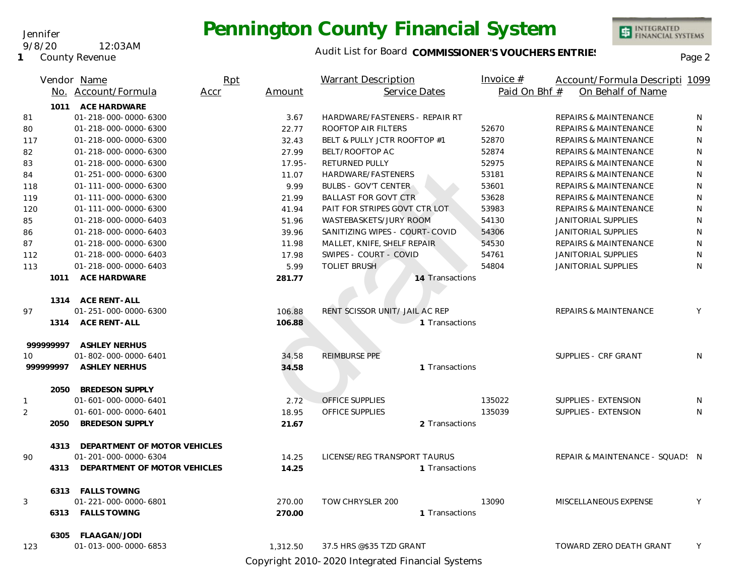# Pennington County Financial System

Jennifer
9/8/20 12:03AM
1 County Revenue

Audit List for Board **COMMISSIONER'S VOUCHERS ENTRIES**

| Vendor No. | Name / Account/Formula | Rpt Accr | Amount | Warrant Description / Service Dates | Invoice # / Paid On Bhf # | Account/Formula Description / On Behalf of Name | 1099 |
|---|---|---|---|---|---|---|---|
| **1011** | **ACE HARDWARE** | | | | | | |
| 81 | 01-218-000-0000-6300 | | 3.67 | HARDWARE/FASTENERS - REPAIR RT | | REPAIRS & MAINTENANCE | N |
| 80 | 01-218-000-0000-6300 | | 22.77 | ROOFTOP AIR FILTERS | 52670 | REPAIRS & MAINTENANCE | N |
| 117 | 01-218-000-0000-6300 | | 32.43 | BELT & PULLY JCTR ROOFTOP #1 | 52870 | REPAIRS & MAINTENANCE | N |
| 82 | 01-218-000-0000-6300 | | 27.99 | BELT/ROOFTOP AC | 52874 | REPAIRS & MAINTENANCE | N |
| 83 | 01-218-000-0000-6300 | | 17.95- | RETURNED PULLY | 52975 | REPAIRS & MAINTENANCE | N |
| 84 | 01-251-000-0000-6300 | | 11.07 | HARDWARE/FASTENERS | 53181 | REPAIRS & MAINTENANCE | N |
| 118 | 01-111-000-0000-6300 | | 9.99 | BULBS - GOV'T CENTER | 53601 | REPAIRS & MAINTENANCE | N |
| 119 | 01-111-000-0000-6300 | | 21.99 | BALLAST FOR GOVT CTR | 53628 | REPAIRS & MAINTENANCE | N |
| 120 | 01-111-000-0000-6300 | | 41.94 | PAIT FOR STRIPES GOVT CTR LOT | 53983 | REPAIRS & MAINTENANCE | N |
| 85 | 01-218-000-0000-6403 | | 51.96 | WASTEBASKETS/JURY ROOM | 54130 | JANITORIAL SUPPLIES | N |
| 86 | 01-218-000-0000-6403 | | 39.96 | SANITIZING WIPES - COURT-COVID | 54306 | JANITORIAL SUPPLIES | N |
| 87 | 01-218-000-0000-6300 | | 11.98 | MALLET, KNIFE, SHELF REPAIR | 54530 | REPAIRS & MAINTENANCE | N |
| 112 | 01-218-000-0000-6403 | | 17.98 | SWIPES - COURT - COVID | 54761 | JANITORIAL SUPPLIES | N |
| 113 | 01-218-000-0000-6403 | | 5.99 | TOLIET BRUSH | 54804 | JANITORIAL SUPPLIES | N |
| **1011** | **ACE HARDWARE** | | **281.77** | 14 Transactions | | | |
| **1314** | **ACE RENT-ALL** | | | | | | |
| 97 | 01-251-000-0000-6300 | | 106.88 | RENT SCISSOR UNIT/ JAIL AC REP | | REPAIRS & MAINTENANCE | Y |
| **1314** | **ACE RENT-ALL** | | **106.88** | 1 Transactions | | | |
| **999999997** | **ASHLEY NERHUS** | | | | | | |
| 10 | 01-802-000-0000-6401 | | 34.58 | REIMBURSE PPE | | SUPPLIES - CRF GRANT | N |
| **999999997** | **ASHLEY NERHUS** | | **34.58** | 1 Transactions | | | |
| **2050** | **BREDESON SUPPLY** | | | | | | |
| 1 | 01-601-000-0000-6401 | | 2.72 | OFFICE SUPPLIES | 135022 | SUPPLIES - EXTENSION | N |
| 2 | 01-601-000-0000-6401 | | 18.95 | OFFICE SUPPLIES | 135039 | SUPPLIES - EXTENSION | N |
| **2050** | **BREDESON SUPPLY** | | **21.67** | 2 Transactions | | | |
| **4313** | **DEPARTMENT OF MOTOR VEHICLES** | | | | | | |
| 90 | 01-201-000-0000-6304 | | 14.25 | LICENSE/REG TRANSPORT TAURUS | | REPAIR & MAINTENANCE - SQUADS | N |
| **4313** | **DEPARTMENT OF MOTOR VEHICLES** | | **14.25** | 1 Transactions | | | |
| **6313** | **FALLS TOWING** | | | | | | |
| 3 | 01-221-000-0000-6801 | | 270.00 | TOW CHRYSLER 200 | 13090 | MISCELLANEOUS EXPENSE | Y |
| **6313** | **FALLS TOWING** | | **270.00** | 1 Transactions | | | |
| **6305** | **FLAAGAN/JODI** | | | | | | |
| 123 | 01-013-000-0000-6853 | | 1,312.50 | 37.5 HRS @$35 TZD GRANT | | TOWARD ZERO DEATH GRANT | Y |

Copyright 2010-2020 Integrated Financial Systems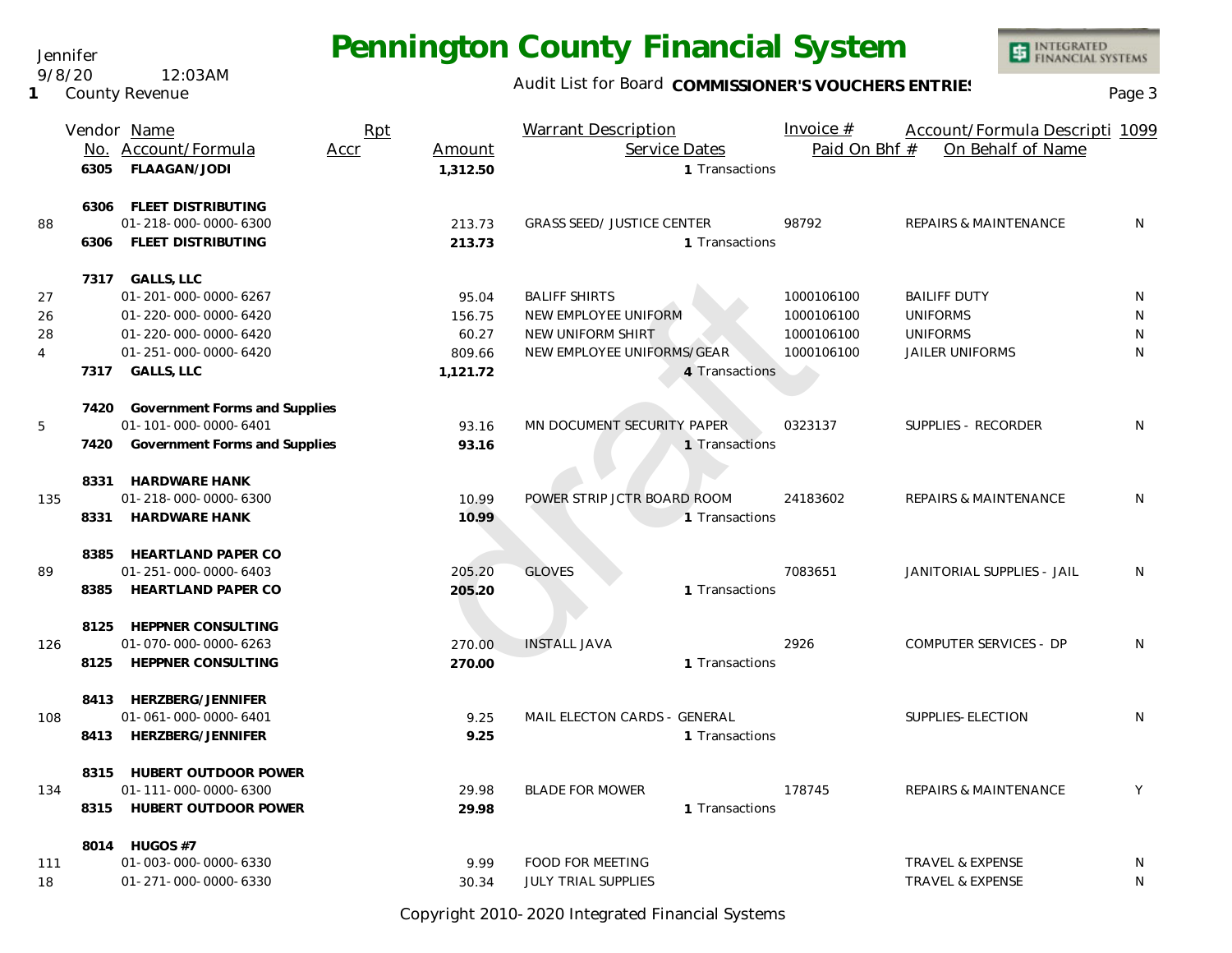Jennifer
9/8/20 12:03AM
1 County Revenue

# Pennington County Financial System

Audit List for Board **COMMISSIONER'S VOUCHERS ENTRIES**

| | Vendor No. | Name / Account/Formula | Rpt Accr | Amount | Warrant Description / Service Dates | Invoice # / Paid On Bhf # | Account/Formula Descripti / On Behalf of Name | 1099 |
|---|---|---|---|---|---|---|---|---|
| | 6305 | **FLAAGAN/JODI** | | **1,312.50** | 1 Transactions | | | |
| | 6306 | **FLEET DISTRIBUTING** | | | | | | |
| 88 | | 01-218-000-0000-6300 | | 213.73 | GRASS SEED/ JUSTICE CENTER | 98792 | REPAIRS & MAINTENANCE | N |
| | 6306 | **FLEET DISTRIBUTING** | | **213.73** | 1 Transactions | | | |
| | 7317 | **GALLS, LLC** | | | | | | |
| 27 | | 01-201-000-0000-6267 | | 95.04 | BALIFF SHIRTS | 1000106100 | BAILIFF DUTY | N |
| 26 | | 01-220-000-0000-6420 | | 156.75 | NEW EMPLOYEE UNIFORM | 1000106100 | UNIFORMS | N |
| 28 | | 01-220-000-0000-6420 | | 60.27 | NEW UNIFORM SHIRT | 1000106100 | UNIFORMS | N |
| 4 | | 01-251-000-0000-6420 | | 809.66 | NEW EMPLOYEE UNIFORMS/GEAR | 1000106100 | JAILER UNIFORMS | N |
| | 7317 | **GALLS, LLC** | | **1,121.72** | 4 Transactions | | | |
| | 7420 | **Government Forms and Supplies** | | | | | | |
| 5 | | 01-101-000-0000-6401 | | 93.16 | MN DOCUMENT SECURITY PAPER | 0323137 | SUPPLIES - RECORDER | N |
| | 7420 | **Government Forms and Supplies** | | **93.16** | 1 Transactions | | | |
| | 8331 | **HARDWARE HANK** | | | | | | |
| 135 | | 01-218-000-0000-6300 | | 10.99 | POWER STRIP JCTR BOARD ROOM | 24183602 | REPAIRS & MAINTENANCE | N |
| | 8331 | **HARDWARE HANK** | | **10.99** | 1 Transactions | | | |
| | 8385 | **HEARTLAND PAPER CO** | | | | | | |
| 89 | | 01-251-000-0000-6403 | | 205.20 | GLOVES | 7083651 | JANITORIAL SUPPLIES - JAIL | N |
| | 8385 | **HEARTLAND PAPER CO** | | **205.20** | 1 Transactions | | | |
| | 8125 | **HEPPNER CONSULTING** | | | | | | |
| 126 | | 01-070-000-0000-6263 | | 270.00 | INSTALL JAVA | 2926 | COMPUTER SERVICES - DP | N |
| | 8125 | **HEPPNER CONSULTING** | | **270.00** | 1 Transactions | | | |
| | 8413 | **HERZBERG/JENNIFER** | | | | | | |
| 108 | | 01-061-000-0000-6401 | | 9.25 | MAIL ELECTON CARDS - GENERAL | | SUPPLIES-ELECTION | N |
| | 8413 | **HERZBERG/JENNIFER** | | **9.25** | 1 Transactions | | | |
| | 8315 | **HUBERT OUTDOOR POWER** | | | | | | |
| 134 | | 01-111-000-0000-6300 | | 29.98 | BLADE FOR MOWER | 178745 | REPAIRS & MAINTENANCE | Y |
| | 8315 | **HUBERT OUTDOOR POWER** | | **29.98** | 1 Transactions | | | |
| | 8014 | **HUGOS #7** | | | | | | |
| 111 | | 01-003-000-0000-6330 | | 9.99 | FOOD FOR MEETING | | TRAVEL & EXPENSE | N |
| 18 | | 01-271-000-0000-6330 | | 30.34 | JULY TRIAL SUPPLIES | | TRAVEL & EXPENSE | N |

Copyright 2010-2020 Integrated Financial Systems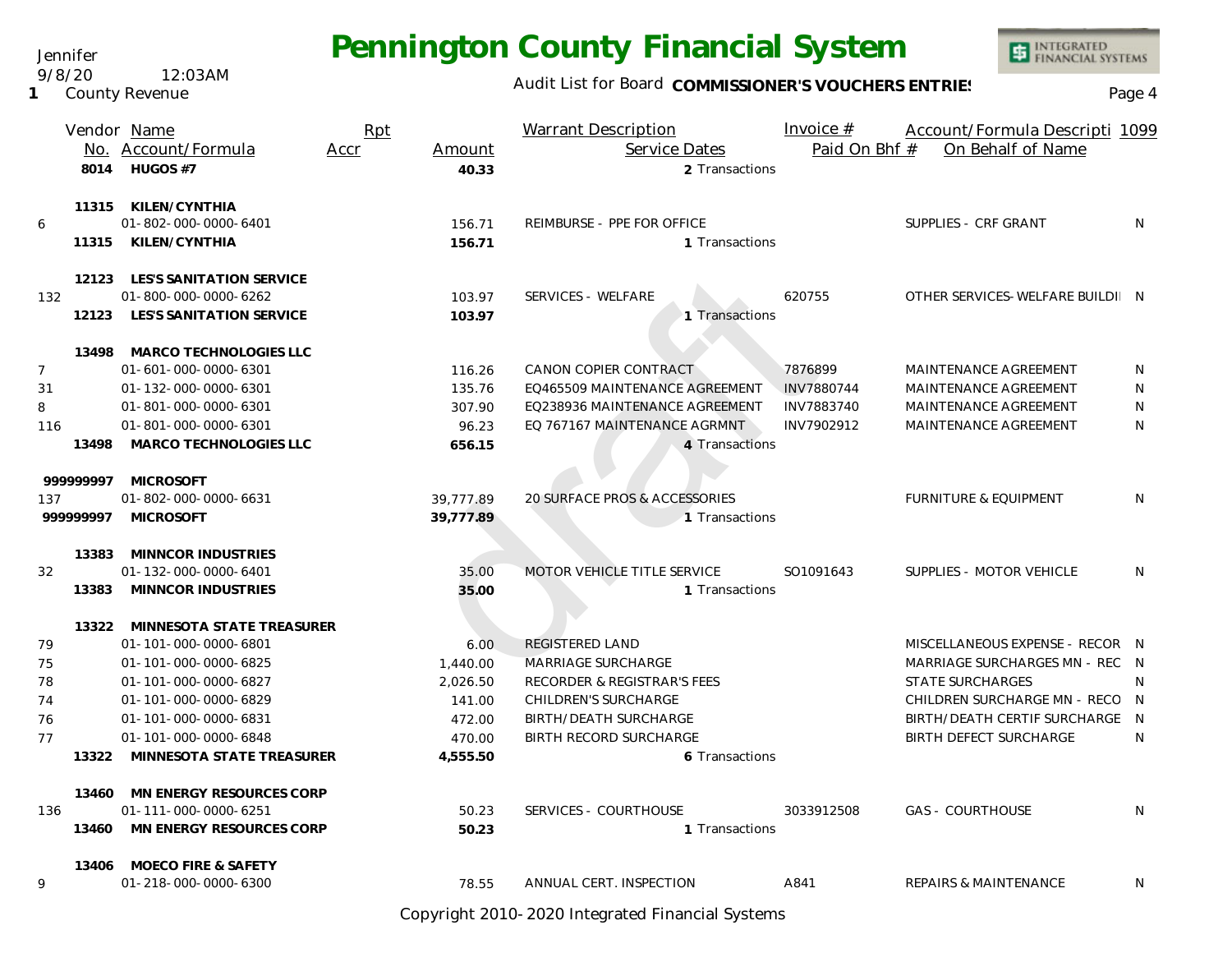Jennifer
9/8/20 12:03AM
1 County Revenue

# Pennington County Financial System

Audit List for Board **COMMISSIONER'S VOUCHERS ENTRIES**

| | Vendor No. | Name / Account/Formula | Rpt Accr | Amount | Warrant Description / Service Dates | Invoice # / Paid On Bhf # | Account/Formula Description / On Behalf of Name | 1099 |
|---|---|---|---|---|---|---|---|---|
| | 8014 | **HUGOS #7** | | **40.33** | 2 Transactions | | | |
| | 11315 | **KILEN/CYNTHIA** | | | | | | |
| 6 | | 01-802-000-0000-6401 | | 156.71 | REIMBURSE - PPE FOR OFFICE | | SUPPLIES - CRF GRANT | N |
| | 11315 | **KILEN/CYNTHIA** | | **156.71** | 1 Transactions | | | |
| | 12123 | **LES'S SANITATION SERVICE** | | | | | | |
| 132 | | 01-800-000-0000-6262 | | 103.97 | SERVICES - WELFARE | 620755 | OTHER SERVICES- WELFARE BUILDI | N |
| | 12123 | **LES'S SANITATION SERVICE** | | **103.97** | 1 Transactions | | | |
| | 13498 | **MARCO TECHNOLOGIES LLC** | | | | | | |
| 7 | | 01-601-000-0000-6301 | | 116.26 | CANON COPIER CONTRACT | 7876899 | MAINTENANCE AGREEMENT | N |
| 31 | | 01-132-000-0000-6301 | | 135.76 | EQ465509 MAINTENANCE AGREEMENT | INV7880744 | MAINTENANCE AGREEMENT | N |
| 8 | | 01-801-000-0000-6301 | | 307.90 | EQ238936 MAINTENANCE AGREEMENT | INV7883740 | MAINTENANCE AGREEMENT | N |
| 116 | | 01-801-000-0000-6301 | | 96.23 | EQ 767167 MAINTENANCE AGRMNT | INV7902912 | MAINTENANCE AGREEMENT | N |
| | 13498 | **MARCO TECHNOLOGIES LLC** | | **656.15** | 4 Transactions | | | |
| | 999999997 | **MICROSOFT** | | | | | | |
| 137 | | 01-802-000-0000-6631 | | 39,777.89 | 20 SURFACE PROS & ACCESSORIES | | FURNITURE & EQUIPMENT | N |
| | 999999997 | **MICROSOFT** | | **39,777.89** | 1 Transactions | | | |
| | 13383 | **MINNCOR INDUSTRIES** | | | | | | |
| 32 | | 01-132-000-0000-6401 | | 35.00 | MOTOR VEHICLE TITLE SERVICE | SO1091643 | SUPPLIES - MOTOR VEHICLE | N |
| | 13383 | **MINNCOR INDUSTRIES** | | **35.00** | 1 Transactions | | | |
| | 13322 | **MINNESOTA STATE TREASURER** | | | | | | |
| 79 | | 01-101-000-0000-6801 | | 6.00 | REGISTERED LAND | | MISCELLANEOUS EXPENSE - RECOR | N |
| 75 | | 01-101-000-0000-6825 | | 1,440.00 | MARRIAGE SURCHARGE | | MARRIAGE SURCHARGES MN - REC | N |
| 78 | | 01-101-000-0000-6827 | | 2,026.50 | RECORDER & REGISTRAR'S FEES | | STATE SURCHARGES | N |
| 74 | | 01-101-000-0000-6829 | | 141.00 | CHILDREN'S SURCHARGE | | CHILDREN SURCHARGE MN - RECO | N |
| 76 | | 01-101-000-0000-6831 | | 472.00 | BIRTH/DEATH SURCHARGE | | BIRTH/DEATH CERTIF SURCHARGE | N |
| 77 | | 01-101-000-0000-6848 | | 470.00 | BIRTH RECORD SURCHARGE | | BIRTH DEFECT SURCHARGE | N |
| | 13322 | **MINNESOTA STATE TREASURER** | | **4,555.50** | 6 Transactions | | | |
| | 13460 | **MN ENERGY RESOURCES CORP** | | | | | | |
| 136 | | 01-111-000-0000-6251 | | 50.23 | SERVICES - COURTHOUSE | 3033912508 | GAS - COURTHOUSE | N |
| | 13460 | **MN ENERGY RESOURCES CORP** | | **50.23** | 1 Transactions | | | |
| | 13406 | **MOECO FIRE & SAFETY** | | | | | | |
| 9 | | 01-218-000-0000-6300 | | 78.55 | ANNUAL CERT. INSPECTION | A841 | REPAIRS & MAINTENANCE | N |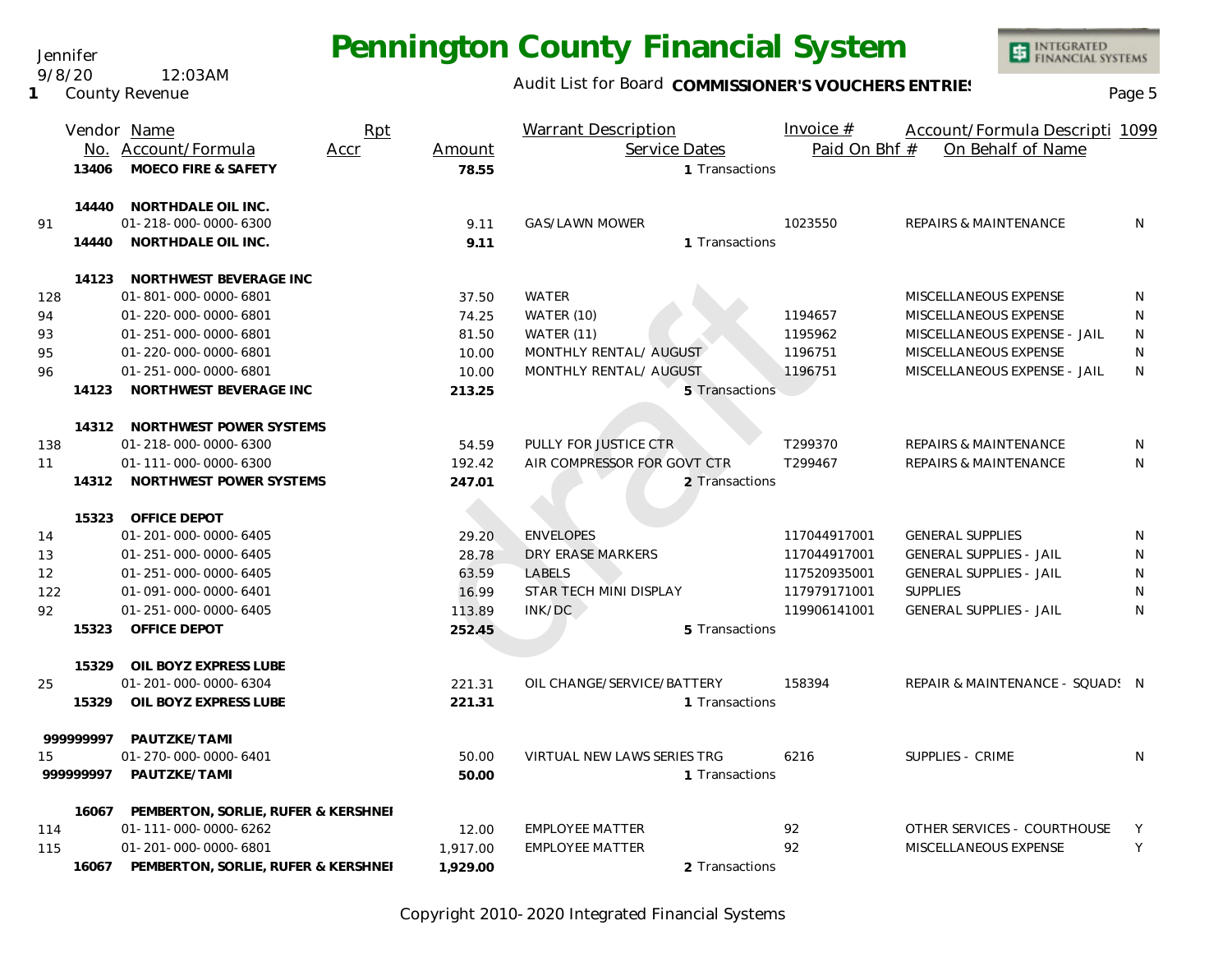# Pennington County Financial System

Jennifer
9/8/20 12:03AM
1 County Revenue

Audit List for Board **COMMISSIONER'S VOUCHERS ENTRIES**

| | Vendor No. | Name / Account/Formula | Rpt Accr | Amount | Warrant Description / Service Dates | Invoice # / Paid On Bhf # | Account/Formula Description / On Behalf of Name | 1099 |
|---|---|---|---|---|---|---|---|---|
| | 13406 | **MOECO FIRE & SAFETY** | | **78.55** | 1 Transactions | | | |
| | 14440 | **NORTHDALE OIL INC.** | | | | | | |
| 91 | | 01-218-000-0000-6300 | | 9.11 | GAS/LAWN MOWER | 1023550 | REPAIRS & MAINTENANCE | N |
| | 14440 | **NORTHDALE OIL INC.** | | **9.11** | 1 Transactions | | | |
| | 14123 | **NORTHWEST BEVERAGE INC** | | | | | | |
| 128 | | 01-801-000-0000-6801 | | 37.50 | WATER | | MISCELLANEOUS EXPENSE | N |
| 94 | | 01-220-000-0000-6801 | | 74.25 | WATER (10) | 1194657 | MISCELLANEOUS EXPENSE | N |
| 93 | | 01-251-000-0000-6801 | | 81.50 | WATER (11) | 1195962 | MISCELLANEOUS EXPENSE - JAIL | N |
| 95 | | 01-220-000-0000-6801 | | 10.00 | MONTHLY RENTAL/ AUGUST | 1196751 | MISCELLANEOUS EXPENSE | N |
| 96 | | 01-251-000-0000-6801 | | 10.00 | MONTHLY RENTAL/ AUGUST | 1196751 | MISCELLANEOUS EXPENSE - JAIL | N |
| | 14123 | **NORTHWEST BEVERAGE INC** | | **213.25** | 5 Transactions | | | |
| | 14312 | **NORTHWEST POWER SYSTEMS** | | | | | | |
| 138 | | 01-218-000-0000-6300 | | 54.59 | PULLY FOR JUSTICE CTR | T299370 | REPAIRS & MAINTENANCE | N |
| 11 | | 01-111-000-0000-6300 | | 192.42 | AIR COMPRESSOR FOR GOVT CTR | T299467 | REPAIRS & MAINTENANCE | N |
| | 14312 | **NORTHWEST POWER SYSTEMS** | | **247.01** | 2 Transactions | | | |
| | 15323 | **OFFICE DEPOT** | | | | | | |
| 14 | | 01-201-000-0000-6405 | | 29.20 | ENVELOPES | 117044917001 | GENERAL SUPPLIES | N |
| 13 | | 01-251-000-0000-6405 | | 28.78 | DRY ERASE MARKERS | 117044917001 | GENERAL SUPPLIES - JAIL | N |
| 12 | | 01-251-000-0000-6405 | | 63.59 | LABELS | 117520935001 | GENERAL SUPPLIES - JAIL | N |
| 122 | | 01-091-000-0000-6401 | | 16.99 | STAR TECH MINI DISPLAY | 117979171001 | SUPPLIES | N |
| 92 | | 01-251-000-0000-6405 | | 113.89 | INK/DC | 119906141001 | GENERAL SUPPLIES - JAIL | N |
| | 15323 | **OFFICE DEPOT** | | **252.45** | 5 Transactions | | | |
| | 15329 | **OIL BOYZ EXPRESS LUBE** | | | | | | |
| 25 | | 01-201-000-0000-6304 | | 221.31 | OIL CHANGE/SERVICE/BATTERY | 158394 | REPAIR & MAINTENANCE - SQUADS | N |
| | 15329 | **OIL BOYZ EXPRESS LUBE** | | **221.31** | 1 Transactions | | | |
| | 999999997 | **PAUTZKE/TAMI** | | | | | | |
| 15 | | 01-270-000-0000-6401 | | 50.00 | VIRTUAL NEW LAWS SERIES TRG | 6216 | SUPPLIES - CRIME | N |
| | 999999997 | **PAUTZKE/TAMI** | | **50.00** | 1 Transactions | | | |
| | 16067 | **PEMBERTON, SORLIE, RUFER & KERSHNEI** | | | | | | |
| 114 | | 01-111-000-0000-6262 | | 12.00 | EMPLOYEE MATTER | 92 | OTHER SERVICES - COURTHOUSE | Y |
| 115 | | 01-201-000-0000-6801 | | 1,917.00 | EMPLOYEE MATTER | 92 | MISCELLANEOUS EXPENSE | Y |
| | 16067 | **PEMBERTON, SORLIE, RUFER & KERSHNEI** | | **1,929.00** | 2 Transactions | | | |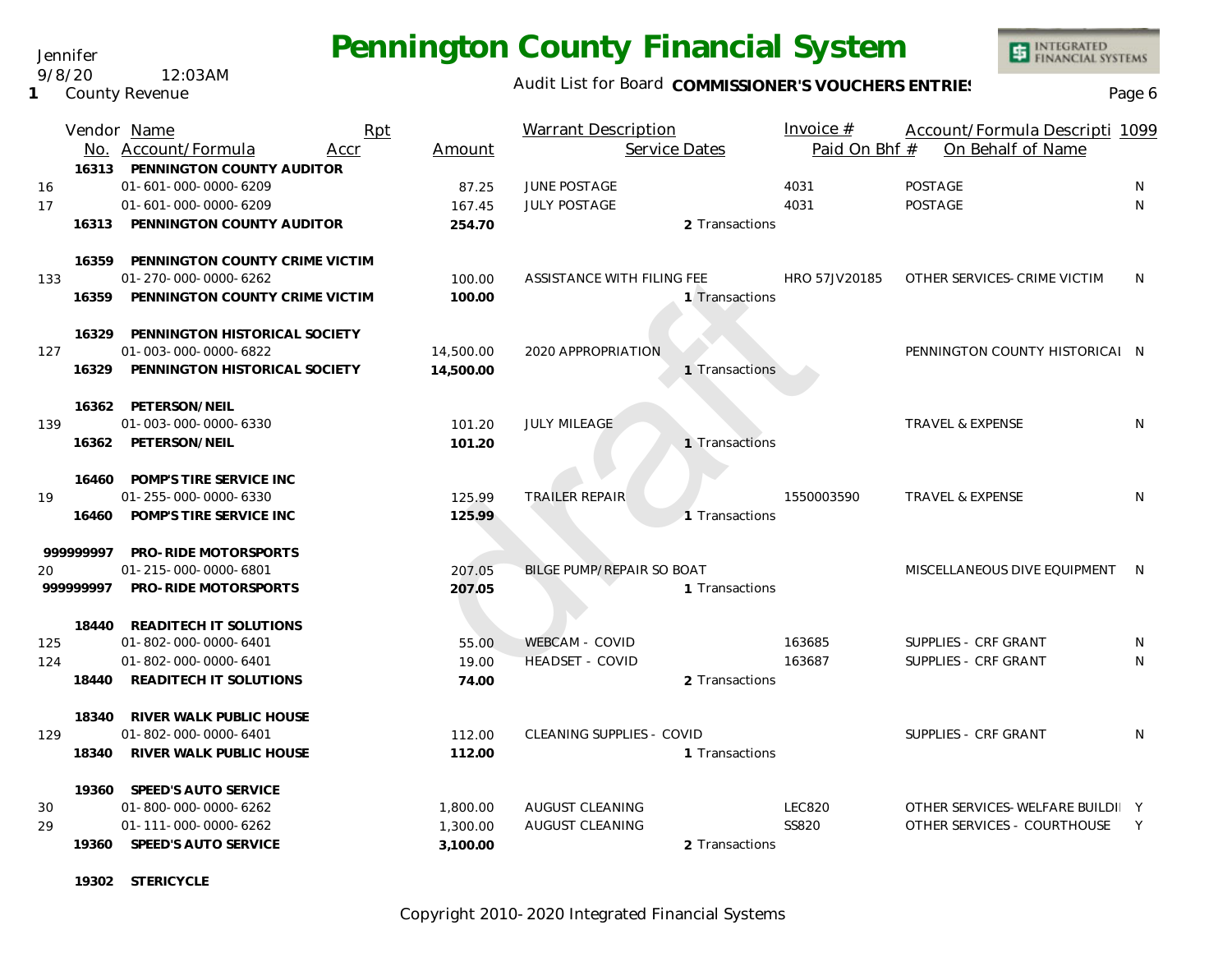Jennifer
9/8/20 12:03AM
1 County Revenue

# Pennington County Financial System

Audit List for Board **COMMISSIONER'S VOUCHERS ENTRIES**

| | Vendor No. | Name / Account/Formula | Rpt Accr | Amount | Warrant Description | Service Dates | Invoice # / Paid On Bhf # | Account/Formula Description / On Behalf of Name | 1099 |
|---|---|---|---|---|---|---|---|---|---|
| | **16313** | **PENNINGTON COUNTY AUDITOR** | | | | | | | |
| 16 | | 01-601-000-0000-6209 | | 87.25 | JUNE POSTAGE | | 4031 | POSTAGE | N |
| 17 | | 01-601-000-0000-6209 | | 167.45 | JULY POSTAGE | | 4031 | POSTAGE | N |
| | **16313** | **PENNINGTON COUNTY AUDITOR** | | **254.70** | | 2 Transactions | | | |
| | **16359** | **PENNINGTON COUNTY CRIME VICTIM** | | | | | | | |
| 133 | | 01-270-000-0000-6262 | | 100.00 | ASSISTANCE WITH FILING FEE | | HRO 57JV20185 | OTHER SERVICES-CRIME VICTIM | N |
| | **16359** | **PENNINGTON COUNTY CRIME VICTIM** | | **100.00** | | 1 Transactions | | | |
| | **16329** | **PENNINGTON HISTORICAL SOCIETY** | | | | | | | |
| 127 | | 01-003-000-0000-6822 | | 14,500.00 | 2020 APPROPRIATION | | | PENNINGTON COUNTY HISTORICAL | N |
| | **16329** | **PENNINGTON HISTORICAL SOCIETY** | | **14,500.00** | | 1 Transactions | | | |
| | **16362** | **PETERSON/NEIL** | | | | | | | |
| 139 | | 01-003-000-0000-6330 | | 101.20 | JULY MILEAGE | | | TRAVEL & EXPENSE | N |
| | **16362** | **PETERSON/NEIL** | | **101.20** | | 1 Transactions | | | |
| | **16460** | **POMP'S TIRE SERVICE INC** | | | | | | | |
| 19 | | 01-255-000-0000-6330 | | 125.99 | TRAILER REPAIR | | 1550003590 | TRAVEL & EXPENSE | N |
| | **16460** | **POMP'S TIRE SERVICE INC** | | **125.99** | | 1 Transactions | | | |
| | **999999997** | **PRO-RIDE MOTORSPORTS** | | | | | | | |
| 20 | | 01-215-000-0000-6801 | | 207.05 | BILGE PUMP/REPAIR SO BOAT | | | MISCELLANEOUS DIVE EQUIPMENT | N |
| | **999999997** | **PRO-RIDE MOTORSPORTS** | | **207.05** | | 1 Transactions | | | |
| | **18440** | **READITECH IT SOLUTIONS** | | | | | | | |
| 125 | | 01-802-000-0000-6401 | | 55.00 | WEBCAM - COVID | | 163685 | SUPPLIES - CRF GRANT | N |
| 124 | | 01-802-000-0000-6401 | | 19.00 | HEADSET - COVID | | 163687 | SUPPLIES - CRF GRANT | N |
| | **18440** | **READITECH IT SOLUTIONS** | | **74.00** | | 2 Transactions | | | |
| | **18340** | **RIVER WALK PUBLIC HOUSE** | | | | | | | |
| 129 | | 01-802-000-0000-6401 | | 112.00 | CLEANING SUPPLIES - COVID | | | SUPPLIES - CRF GRANT | N |
| | **18340** | **RIVER WALK PUBLIC HOUSE** | | **112.00** | | 1 Transactions | | | |
| | **19360** | **SPEED'S AUTO SERVICE** | | | | | | | |
| 30 | | 01-800-000-0000-6262 | | 1,800.00 | AUGUST CLEANING | | LEC820 | OTHER SERVICES-WELFARE BUILDI | Y |
| 29 | | 01-111-000-0000-6262 | | 1,300.00 | AUGUST CLEANING | | SS820 | OTHER SERVICES - COURTHOUSE | Y |
| | **19360** | **SPEED'S AUTO SERVICE** | | **3,100.00** | | 2 Transactions | | | |
| | **19302** | **STERICYCLE** | | | | | | | |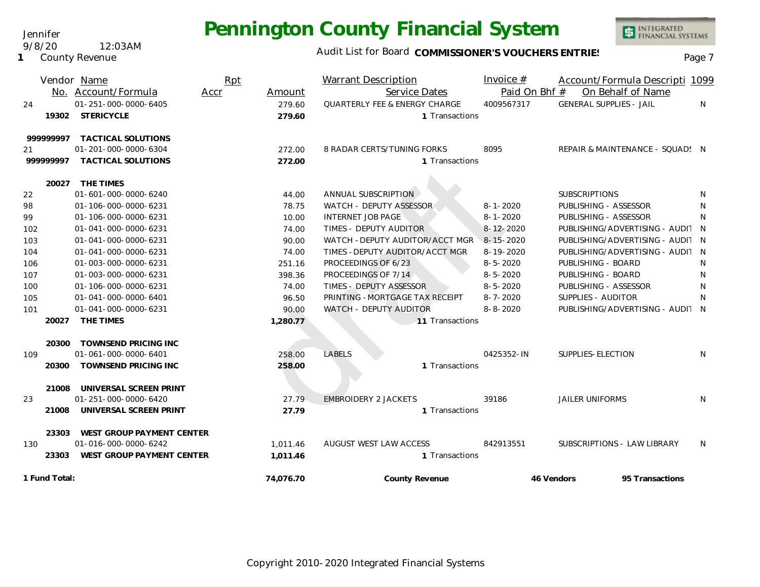# Pennington County Financial System

Jennifer
9/8/20 12:03AM
1 County Revenue

Audit List for Board **COMMISSIONER'S VOUCHERS ENTRIES**

| Vendor No. | Name / Account/Formula | Rpt Accr | Amount | Warrant Description / Service Dates | Invoice # / Paid On Bhf # | Account/Formula Descripti / On Behalf of Name | 1099 |
|---|---|---|---|---|---|---|---|
| 24 | 01-251-000-0000-6405 | | 279.60 | QUARTERLY FEE & ENERGY CHARGE | 4009567317 | GENERAL SUPPLIES - JAIL | N |
| **19302** | **STERICYCLE** | | **279.60** | 1 Transactions | | | |
| **999999997** | **TACTICAL SOLUTIONS** | | | | | | |
| 21 | 01-201-000-0000-6304 | | 272.00 | 8 RADAR CERTS/TUNING FORKS | 8095 | REPAIR & MAINTENANCE - SQUADS | N |
| **999999997** | **TACTICAL SOLUTIONS** | | **272.00** | 1 Transactions | | | |
| **20027** | **THE TIMES** | | | | | | |
| 22 | 01-601-000-0000-6240 | | 44.00 | ANNUAL SUBSCRIPTION | | SUBSCRIPTIONS | N |
| 98 | 01-106-000-0000-6231 | | 78.75 | WATCH - DEPUTY ASSESSOR | 8-1-2020 | PUBLISHING - ASSESSOR | N |
| 99 | 01-106-000-0000-6231 | | 10.00 | INTERNET JOB PAGE | 8-1-2020 | PUBLISHING - ASSESSOR | N |
| 102 | 01-041-000-0000-6231 | | 74.00 | TIMES - DEPUTY AUDITOR | 8-12-2020 | PUBLISHING/ADVERTISING - AUDIT | N |
| 103 | 01-041-000-0000-6231 | | 90.00 | WATCH - DEPUTY AUDITOR/ACCT MGR | 8-15-2020 | PUBLISHING/ADVERTISING - AUDIT | N |
| 104 | 01-041-000-0000-6231 | | 74.00 | TIMES - DEPUTY AUDITOR/ACCT MGR | 8-19-2020 | PUBLISHING/ADVERTISING - AUDIT | N |
| 106 | 01-003-000-0000-6231 | | 251.16 | PROCEEDINGS OF 6/23 | 8-5-2020 | PUBLISHING - BOARD | N |
| 107 | 01-003-000-0000-6231 | | 398.36 | PROCEEDINGS OF 7/14 | 8-5-2020 | PUBLISHING - BOARD | N |
| 100 | 01-106-000-0000-6231 | | 74.00 | TIMES - DEPUTY ASSESSOR | 8-5-2020 | PUBLISHING - ASSESSOR | N |
| 105 | 01-041-000-0000-6401 | | 96.50 | PRINTING - MORTGAGE TAX RECEIPT | 8-7-2020 | SUPPLIES - AUDITOR | N |
| 101 | 01-041-000-0000-6231 | | 90.00 | WATCH - DEPUTY AUDITOR | 8-8-2020 | PUBLISHING/ADVERTISING - AUDIT | N |
| **20027** | **THE TIMES** | | **1,280.77** | 11 Transactions | | | |
| **20300** | **TOWNSEND PRICING INC** | | | | | | |
| 109 | 01-061-000-0000-6401 | | 258.00 | LABELS | 0425352-IN | SUPPLIES-ELECTION | N |
| **20300** | **TOWNSEND PRICING INC** | | **258.00** | 1 Transactions | | | |
| **21008** | **UNIVERSAL SCREEN PRINT** | | | | | | |
| 23 | 01-251-000-0000-6420 | | 27.79 | EMBROIDERY 2 JACKETS | 39186 | JAILER UNIFORMS | N |
| **21008** | **UNIVERSAL SCREEN PRINT** | | **27.79** | 1 Transactions | | | |
| **23303** | **WEST GROUP PAYMENT CENTER** | | | | | | |
| 130 | 01-016-000-0000-6242 | | 1,011.46 | AUGUST WEST LAW ACCESS | 842913551 | SUBSCRIPTIONS - LAW LIBRARY | N |
| **23303** | **WEST GROUP PAYMENT CENTER** | | **1,011.46** | 1 Transactions | | | |
| **1 Fund Total:** | | | **74,076.70** | **County Revenue** | **46 Vendors** | **95 Transactions** | |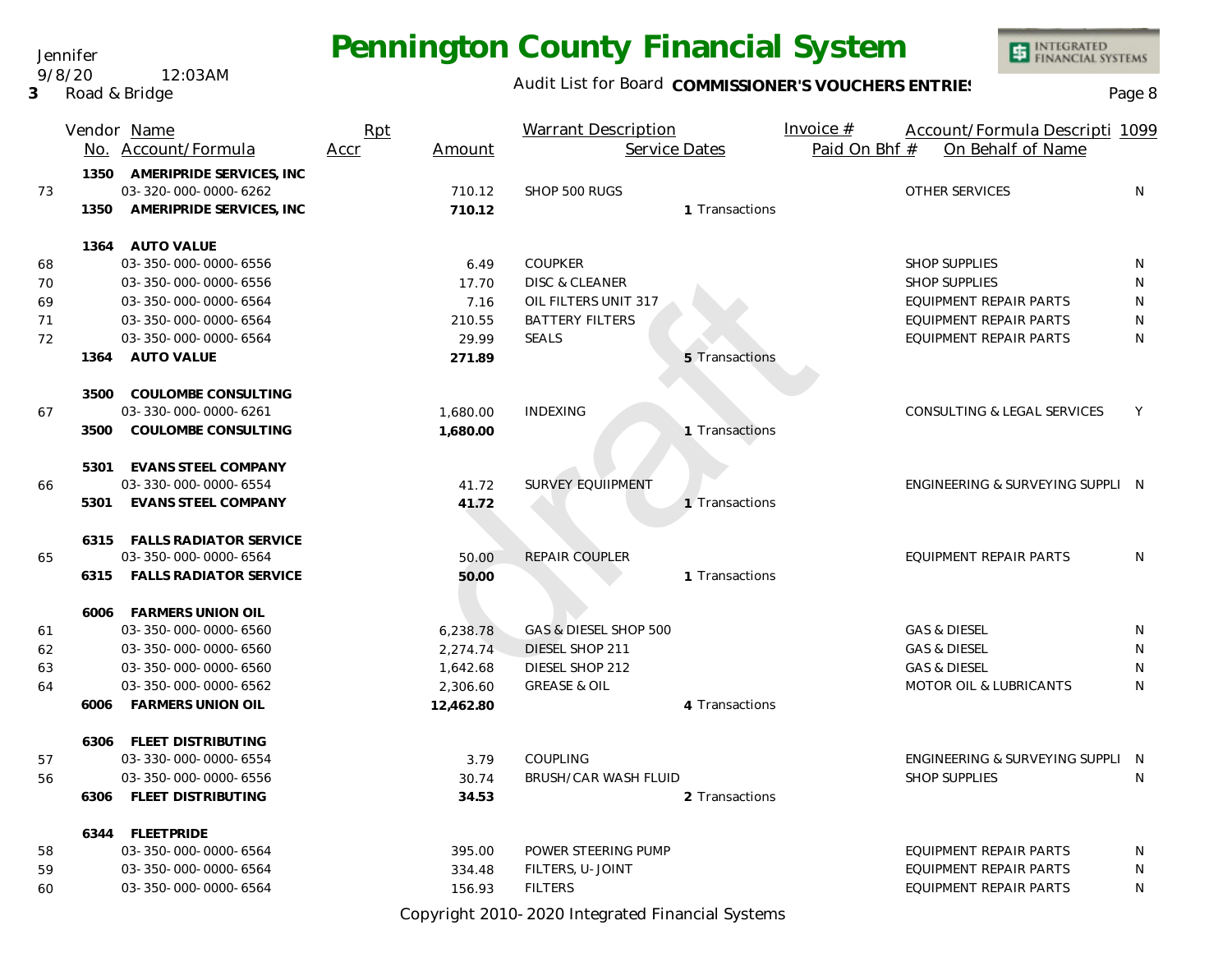# Pennington County Financial System

Jennifer
9/8/20 12:03AM
3 Road & Bridge

Audit List for Board **COMMISSIONER'S VOUCHERS ENTRIES**

| | Vendor No. | Name / Account/Formula | Rpt Accr | Amount | Warrant Description | Service Dates | Invoice # / Paid On Bhf # | Account/Formula Description / On Behalf of Name | 1099 |
|---|---|---|---|---|---|---|---|---|---|
| | 1350 | **AMERIPRIDE SERVICES, INC** | | | | | | | |
| 73 | | 03-320-000-0000-6262 | | 710.12 | SHOP 500 RUGS | | | OTHER SERVICES | N |
| | 1350 | **AMERIPRIDE SERVICES, INC** | | **710.12** | | 1 Transactions | | | |
| | 1364 | **AUTO VALUE** | | | | | | | |
| 68 | | 03-350-000-0000-6556 | | 6.49 | COUPKER | | | SHOP SUPPLIES | N |
| 70 | | 03-350-000-0000-6556 | | 17.70 | DISC & CLEANER | | | SHOP SUPPLIES | N |
| 69 | | 03-350-000-0000-6564 | | 7.16 | OIL FILTERS UNIT 317 | | | EQUIPMENT REPAIR PARTS | N |
| 71 | | 03-350-000-0000-6564 | | 210.55 | BATTERY FILTERS | | | EQUIPMENT REPAIR PARTS | N |
| 72 | | 03-350-000-0000-6564 | | 29.99 | SEALS | | | EQUIPMENT REPAIR PARTS | N |
| | 1364 | **AUTO VALUE** | | **271.89** | | 5 Transactions | | | |
| | 3500 | **COULOMBE CONSULTING** | | | | | | | |
| 67 | | 03-330-000-0000-6261 | | 1,680.00 | INDEXING | | | CONSULTING & LEGAL SERVICES | Y |
| | 3500 | **COULOMBE CONSULTING** | | **1,680.00** | | 1 Transactions | | | |
| | 5301 | **EVANS STEEL COMPANY** | | | | | | | |
| 66 | | 03-330-000-0000-6554 | | 41.72 | SURVEY EQUIIPMENT | | | ENGINEERING & SURVEYING SUPPLI | N |
| | 5301 | **EVANS STEEL COMPANY** | | **41.72** | | 1 Transactions | | | |
| | 6315 | **FALLS RADIATOR SERVICE** | | | | | | | |
| 65 | | 03-350-000-0000-6564 | | 50.00 | REPAIR COUPLER | | | EQUIPMENT REPAIR PARTS | N |
| | 6315 | **FALLS RADIATOR SERVICE** | | **50.00** | | 1 Transactions | | | |
| | 6006 | **FARMERS UNION OIL** | | | | | | | |
| 61 | | 03-350-000-0000-6560 | | 6,238.78 | GAS & DIESEL SHOP 500 | | | GAS & DIESEL | N |
| 62 | | 03-350-000-0000-6560 | | 2,274.74 | DIESEL SHOP 211 | | | GAS & DIESEL | N |
| 63 | | 03-350-000-0000-6560 | | 1,642.68 | DIESEL SHOP 212 | | | GAS & DIESEL | N |
| 64 | | 03-350-000-0000-6562 | | 2,306.60 | GREASE & OIL | | | MOTOR OIL & LUBRICANTS | N |
| | 6006 | **FARMERS UNION OIL** | | **12,462.80** | | 4 Transactions | | | |
| | 6306 | **FLEET DISTRIBUTING** | | | | | | | |
| 57 | | 03-330-000-0000-6554 | | 3.79 | COUPLING | | | ENGINEERING & SURVEYING SUPPLI | N |
| 56 | | 03-350-000-0000-6556 | | 30.74 | BRUSH/CAR WASH FLUID | | | SHOP SUPPLIES | N |
| | 6306 | **FLEET DISTRIBUTING** | | **34.53** | | 2 Transactions | | | |
| | 6344 | **FLEETPRIDE** | | | | | | | |
| 58 | | 03-350-000-0000-6564 | | 395.00 | POWER STEERING PUMP | | | EQUIPMENT REPAIR PARTS | N |
| 59 | | 03-350-000-0000-6564 | | 334.48 | FILTERS, U-JOINT | | | EQUIPMENT REPAIR PARTS | N |
| 60 | | 03-350-000-0000-6564 | | 156.93 | FILTERS | | | EQUIPMENT REPAIR PARTS | N |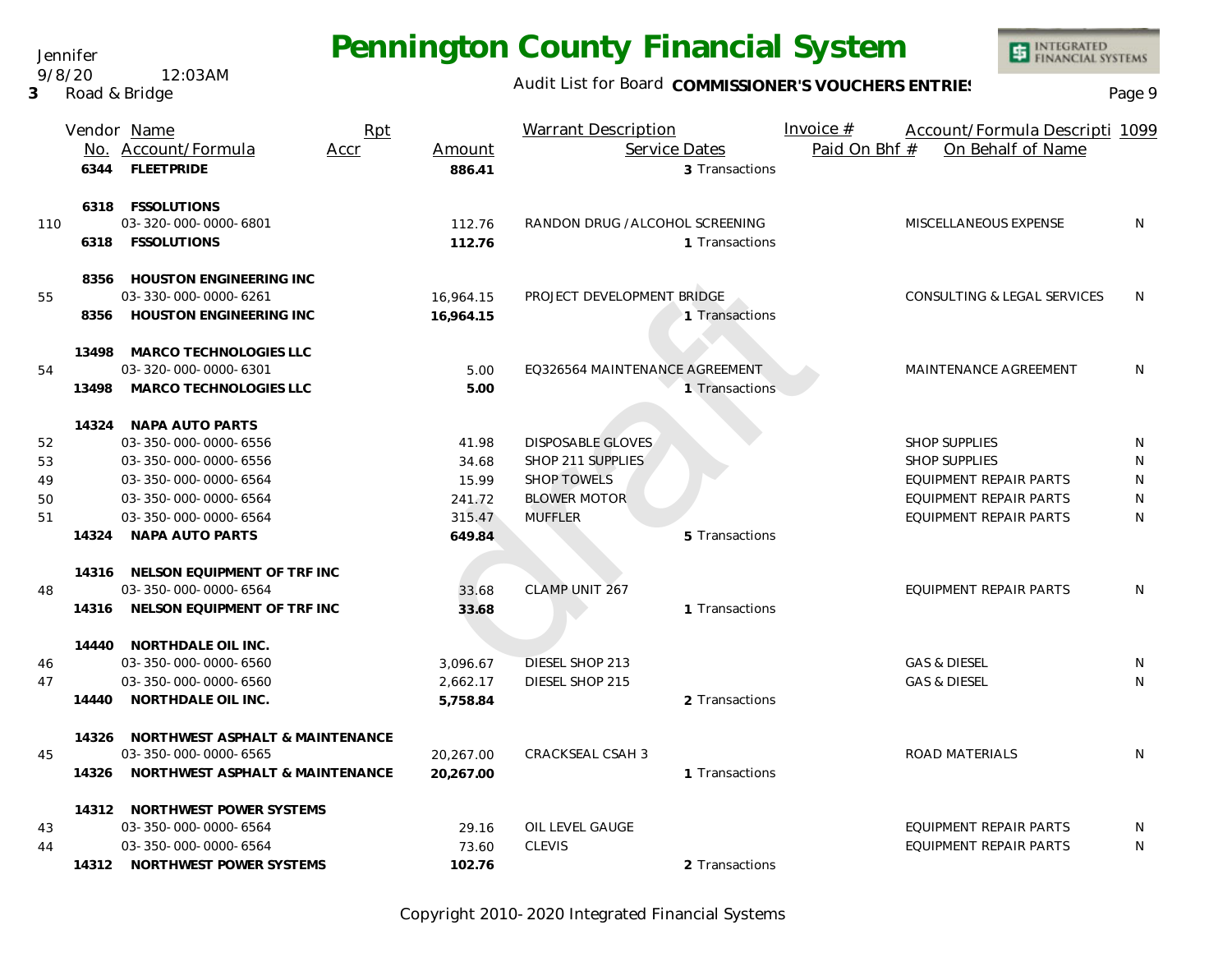# Pennington County Financial System

Audit List for Board **COMMISSIONER'S VOUCHERS ENTRIES**

3 Road & Bridge

| | Vendor No. | Name / Account/Formula | Rpt Accr | Amount | Warrant Description / Service Dates | Invoice # / Paid On Bhf # | Account/Formula Descripti / On Behalf of Name | 1099 |
|---|---|---|---|---|---|---|---|---|
| | 6344 | **FLEETPRIDE** | | **886.41** | 3 Transactions | | | |
| | 6318 | **FSSOLUTIONS** | | | | | | |
| 110 | | 03-320-000-0000-6801 | | 112.76 | RANDON DRUG / ALCOHOL SCREENING | | MISCELLANEOUS EXPENSE | N |
| | 6318 | **FSSOLUTIONS** | | **112.76** | 1 Transactions | | | |
| | 8356 | **HOUSTON ENGINEERING INC** | | | | | | |
| 55 | | 03-330-000-0000-6261 | | 16,964.15 | PROJECT DEVELOPMENT BRIDGE | | CONSULTING & LEGAL SERVICES | N |
| | 8356 | **HOUSTON ENGINEERING INC** | | **16,964.15** | 1 Transactions | | | |
| | 13498 | **MARCO TECHNOLOGIES LLC** | | | | | | |
| 54 | | 03-320-000-0000-6301 | | 5.00 | EQ326564 MAINTENANCE AGREEMENT | | MAINTENANCE AGREEMENT | N |
| | 13498 | **MARCO TECHNOLOGIES LLC** | | **5.00** | 1 Transactions | | | |
| | 14324 | **NAPA AUTO PARTS** | | | | | | |
| 52 | | 03-350-000-0000-6556 | | 41.98 | DISPOSABLE GLOVES | | SHOP SUPPLIES | N |
| 53 | | 03-350-000-0000-6556 | | 34.68 | SHOP 211 SUPPLIES | | SHOP SUPPLIES | N |
| 49 | | 03-350-000-0000-6564 | | 15.99 | SHOP TOWELS | | EQUIPMENT REPAIR PARTS | N |
| 50 | | 03-350-000-0000-6564 | | 241.72 | BLOWER MOTOR | | EQUIPMENT REPAIR PARTS | N |
| 51 | | 03-350-000-0000-6564 | | 315.47 | MUFFLER | | EQUIPMENT REPAIR PARTS | N |
| | 14324 | **NAPA AUTO PARTS** | | **649.84** | 5 Transactions | | | |
| | 14316 | **NELSON EQUIPMENT OF TRF INC** | | | | | | |
| 48 | | 03-350-000-0000-6564 | | 33.68 | CLAMP UNIT 267 | | EQUIPMENT REPAIR PARTS | N |
| | 14316 | **NELSON EQUIPMENT OF TRF INC** | | **33.68** | 1 Transactions | | | |
| | 14440 | **NORTHDALE OIL INC.** | | | | | | |
| 46 | | 03-350-000-0000-6560 | | 3,096.67 | DIESEL SHOP 213 | | GAS & DIESEL | N |
| 47 | | 03-350-000-0000-6560 | | 2,662.17 | DIESEL SHOP 215 | | GAS & DIESEL | N |
| | 14440 | **NORTHDALE OIL INC.** | | **5,758.84** | 2 Transactions | | | |
| | 14326 | **NORTHWEST ASPHALT & MAINTENANCE** | | | | | | |
| 45 | | 03-350-000-0000-6565 | | 20,267.00 | CRACKSEAL CSAH 3 | | ROAD MATERIALS | N |
| | 14326 | **NORTHWEST ASPHALT & MAINTENANCE** | | **20,267.00** | 1 Transactions | | | |
| | 14312 | **NORTHWEST POWER SYSTEMS** | | | | | | |
| 43 | | 03-350-000-0000-6564 | | 29.16 | OIL LEVEL GAUGE | | EQUIPMENT REPAIR PARTS | N |
| 44 | | 03-350-000-0000-6564 | | 73.60 | CLEVIS | | EQUIPMENT REPAIR PARTS | N |
| | 14312 | **NORTHWEST POWER SYSTEMS** | | **102.76** | 2 Transactions | | | |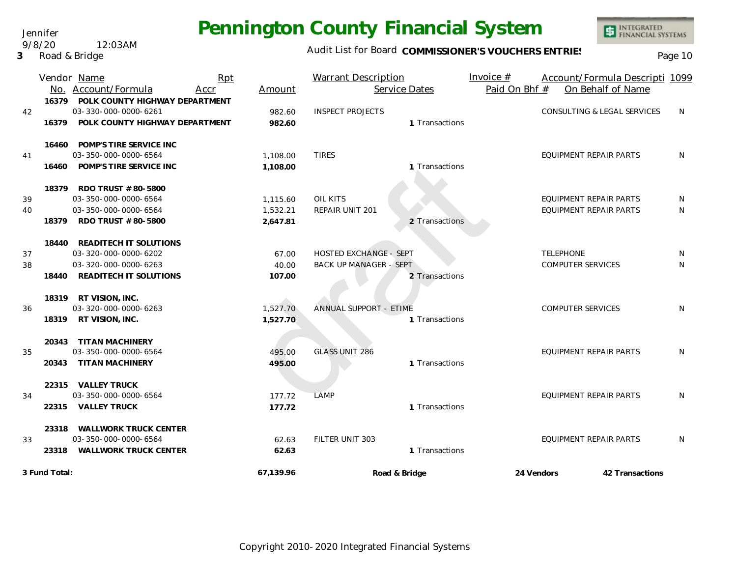Jennifer
9/8/20 12:03AM
**3** Road & Bridge

# Pennington County Financial System

Audit List for Board **COMMISSIONER'S VOUCHERS ENTRIES**

| | Vendor No. | Name / Account/Formula | Rpt Accr | Amount | Warrant Description | Service Dates | Invoice # / Paid On Bhf # | Account/Formula Description / On Behalf of Name | 1099 |
|---|---|---|---|---|---|---|---|---|---|
| | 16379 | **POLK COUNTY HIGHWAY DEPARTMENT** | | | | | | | |
| 42 | | 03-330-000-0000-6261 | | 982.60 | INSPECT PROJECTS | | | CONSULTING & LEGAL SERVICES | N |
| | **16379** | **POLK COUNTY HIGHWAY DEPARTMENT** | | **982.60** | | 1 Transactions | | | |
| | 16460 | **POMP'S TIRE SERVICE INC** | | | | | | | |
| 41 | | 03-350-000-0000-6564 | | 1,108.00 | TIRES | | | EQUIPMENT REPAIR PARTS | N |
| | **16460** | **POMP'S TIRE SERVICE INC** | | **1,108.00** | | 1 Transactions | | | |
| | 18379 | **RDO TRUST # 80-5800** | | | | | | | |
| 39 | | 03-350-000-0000-6564 | | 1,115.60 | OIL KITS | | | EQUIPMENT REPAIR PARTS | N |
| 40 | | 03-350-000-0000-6564 | | 1,532.21 | REPAIR UNIT 201 | | | EQUIPMENT REPAIR PARTS | N |
| | **18379** | **RDO TRUST # 80-5800** | | **2,647.81** | | 2 Transactions | | | |
| | 18440 | **READITECH IT SOLUTIONS** | | | | | | | |
| 37 | | 03-320-000-0000-6202 | | 67.00 | HOSTED EXCHANGE - SEPT | | | TELEPHONE | N |
| 38 | | 03-320-000-0000-6263 | | 40.00 | BACK UP MANAGER - SEPT | | | COMPUTER SERVICES | N |
| | **18440** | **READITECH IT SOLUTIONS** | | **107.00** | | 2 Transactions | | | |
| | 18319 | **RT VISION, INC.** | | | | | | | |
| 36 | | 03-320-000-0000-6263 | | 1,527.70 | ANNUAL SUPPORT - ETIME | | | COMPUTER SERVICES | N |
| | **18319** | **RT VISION, INC.** | | **1,527.70** | | 1 Transactions | | | |
| | 20343 | **TITAN MACHINERY** | | | | | | | |
| 35 | | 03-350-000-0000-6564 | | 495.00 | GLASS UNIT 286 | | | EQUIPMENT REPAIR PARTS | N |
| | **20343** | **TITAN MACHINERY** | | **495.00** | | 1 Transactions | | | |
| | 22315 | **VALLEY TRUCK** | | | | | | | |
| 34 | | 03-350-000-0000-6564 | | 177.72 | LAMP | | | EQUIPMENT REPAIR PARTS | N |
| | **22315** | **VALLEY TRUCK** | | **177.72** | | 1 Transactions | | | |
| | 23318 | **WALLWORK TRUCK CENTER** | | | | | | | |
| 33 | | 03-350-000-0000-6564 | | 62.63 | FILTER UNIT 303 | | | EQUIPMENT REPAIR PARTS | N |
| | **23318** | **WALLWORK TRUCK CENTER** | | **62.63** | | 1 Transactions | | | |
| **3 Fund Total:** | | | | **67,139.96** | **Road & Bridge** | | **24 Vendors** | **42 Transactions** | |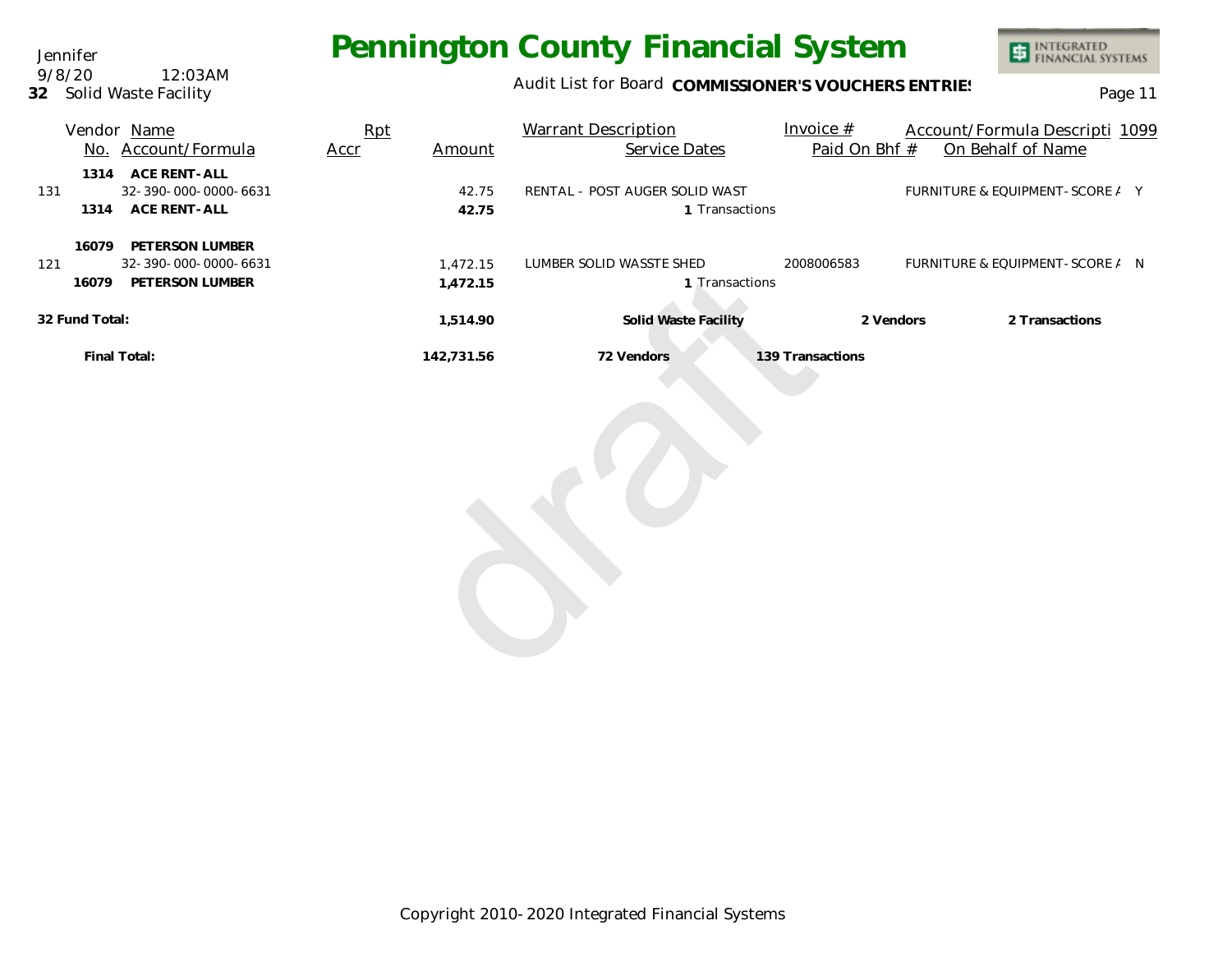# Pennington County Financial System

Jennifer
9/8/20 12:03AM
**32** Solid Waste Facility

Audit List for Board **COMMISSIONER'S VOUCHERS ENTRIES**

| Vendor No. | Name / Account/Formula | Rpt Accr | Amount | Warrant Description / Service Dates | Invoice # / Paid On Bhf # | Account/Formula Descripti / On Behalf of Name | 1099 |
|---|---|---|---|---|---|---|---|
| **1314** | **ACE RENT-ALL** | | | | | | |
| 131 | 32-390-000-0000-6631 | | 42.75 | RENTAL - POST AUGER SOLID WAST | | FURNITURE & EQUIPMENT-SCORE / | Y |
| **1314** | **ACE RENT-ALL** | | **42.75** | 1 Transactions | | | |
| **16079** | **PETERSON LUMBER** | | | | | | |
| 121 | 32-390-000-0000-6631 | | 1,472.15 | LUMBER SOLID WASSTE SHED | 2008006583 | FURNITURE & EQUIPMENT-SCORE / | N |
| **16079** | **PETERSON LUMBER** | | **1,472.15** | 1 Transactions | | | |
| **32 Fund Total:** | | | **1,514.90** | **Solid Waste Facility** | **2 Vendors** | **2 Transactions** | |
| **Final Total:** | | | **142,731.56** | **72 Vendors** | **139 Transactions** | | |

Copyright 2010-2020 Integrated Financial Systems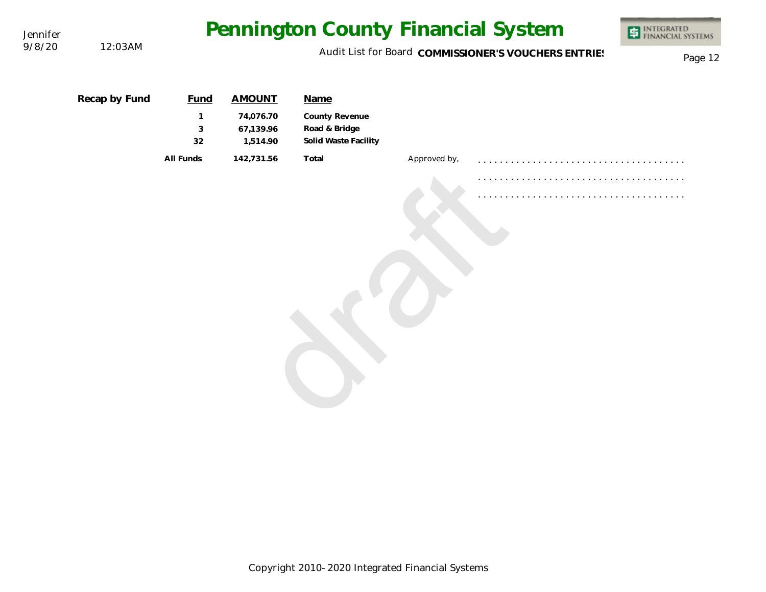| Recap by Fund | Fund | AMOUNT | Name |
|---|---|---|---|
| | 1 | 74,076.70 | County Revenue |
| | 3 | 67,139.96 | Road & Bridge |
| | 32 | 1,514.90 | Solid Waste Facility |
| | All Funds | 142,731.56 | Total |

Approved by, . . . . . . . . . . . . . . . . . . . . . . . . . . . . . . . . . . . . .

. . . . . . . . . . . . . . . . . . . . . . . . . . . . . . . . . . . . .

. . . . . . . . . . . . . . . . . . . . . . . . . . . . . . . . . . . . .

draft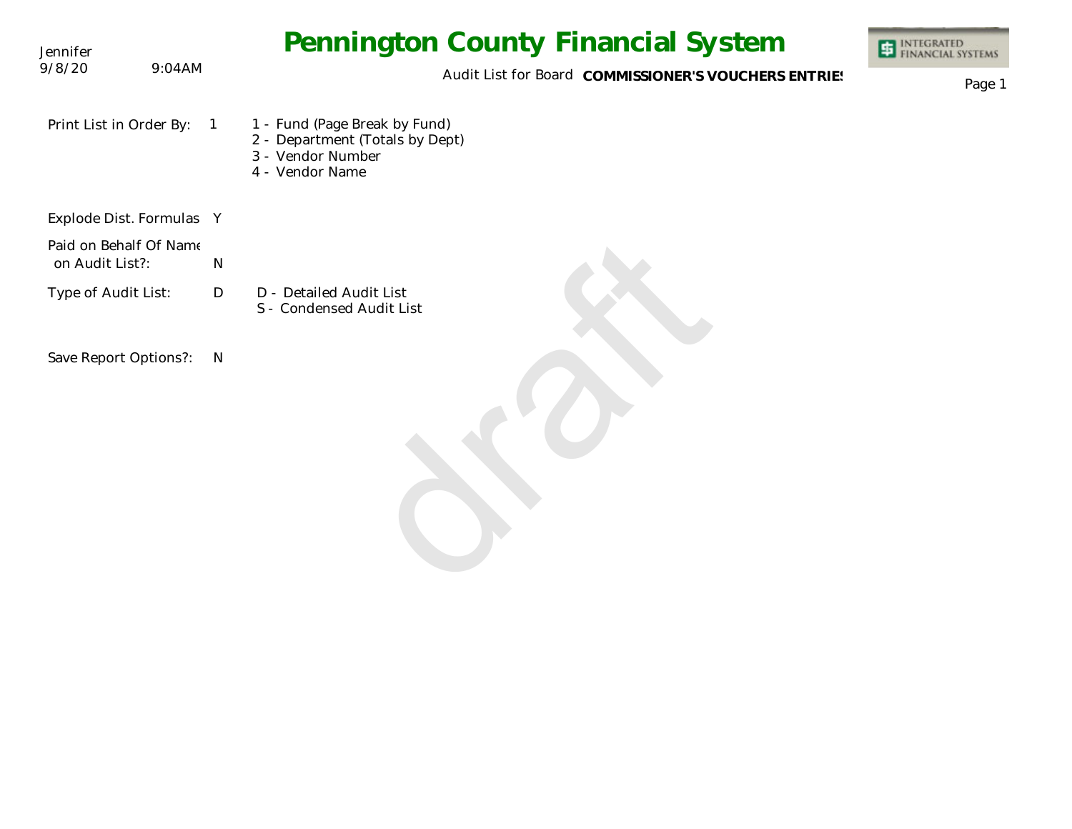Jennifer
9/8/20 9:04AM

# Pennington County Financial System

Audit List for Board **COMMISSIONER'S VOUCHERS ENTRIES**

| | | |
|---|---|---|
| Print List in Order By: | 1 | 1 - Fund (Page Break by Fund)<br>2 - Department (Totals by Dept)<br>3 - Vendor Number<br>4 - Vendor Name |
| Explode Dist. Formulas | Y | |
| Paid on Behalf Of Name on Audit List?: | N | |
| Type of Audit List: | D | D - Detailed Audit List<br>S - Condensed Audit List |
| Save Report Options?: | N | |

draft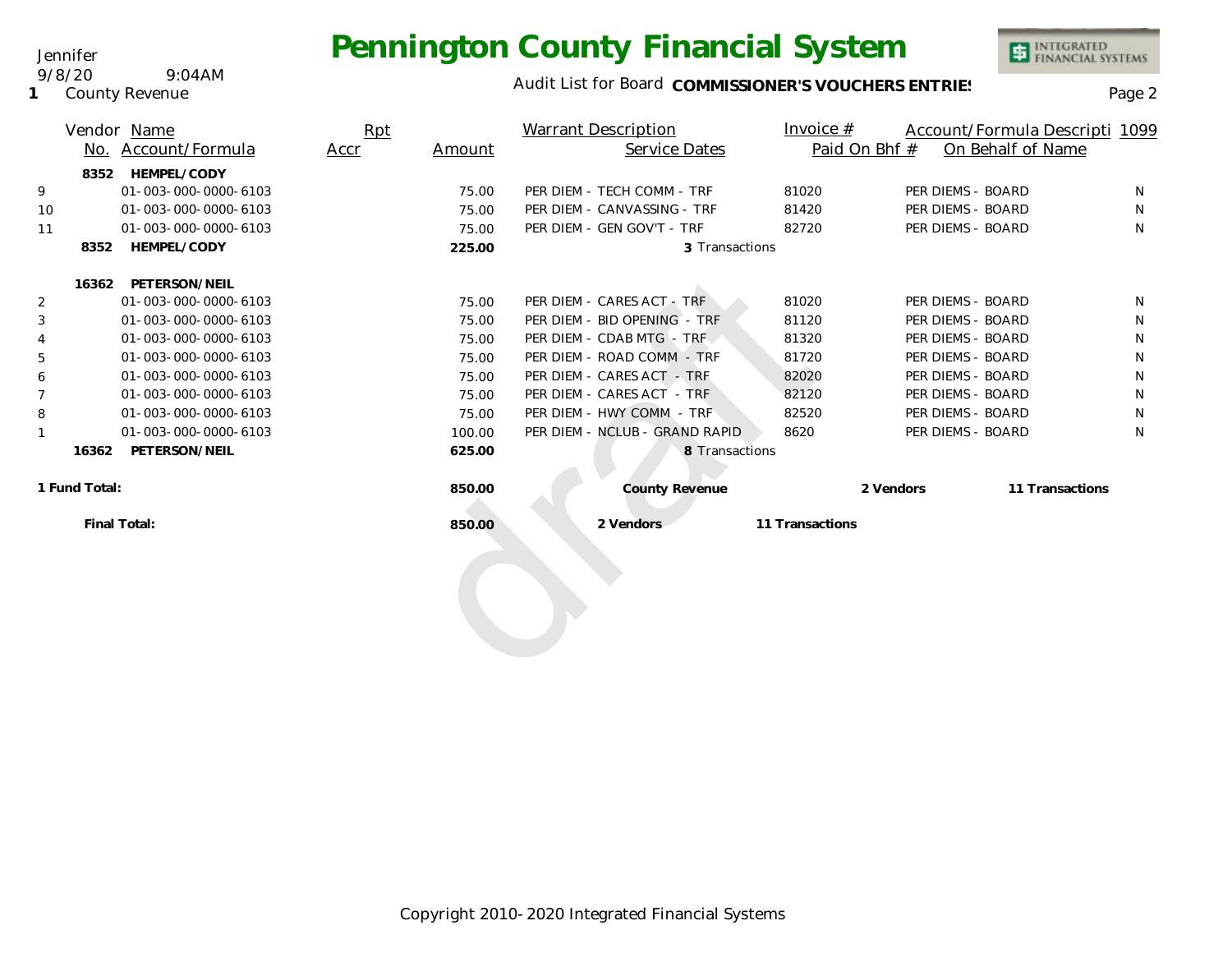Jennifer
9/8/20 9:04AM
1 County Revenue

# Pennington County Financial System

Audit List for Board **COMMISSIONER'S VOUCHERS ENTRIES**

| | Vendor No. | Name / Account/Formula | Rpt Accr | Amount | Warrant Description / Service Dates | Invoice # / Paid On Bhf # | Account/Formula Descripti / On Behalf of Name | 1099 |
|---|---|---|---|---|---|---|---|---|
| | **8352** | **HEMPEL/CODY** | | | | | | |
| 9 | | 01-003-000-0000-6103 | | 75.00 | PER DIEM - TECH COMM - TRF | 81020 | PER DIEMS - BOARD | N |
| 10 | | 01-003-000-0000-6103 | | 75.00 | PER DIEM - CANVASSING - TRF | 81420 | PER DIEMS - BOARD | N |
| 11 | | 01-003-000-0000-6103 | | 75.00 | PER DIEM - GEN GOV'T - TRF | 82720 | PER DIEMS - BOARD | N |
| | **8352** | **HEMPEL/CODY** | | **225.00** | **3** Transactions | | | |
| | **16362** | **PETERSON/NEIL** | | | | | | |
| 2 | | 01-003-000-0000-6103 | | 75.00 | PER DIEM - CARES ACT - TRF | 81020 | PER DIEMS - BOARD | N |
| 3 | | 01-003-000-0000-6103 | | 75.00 | PER DIEM - BID OPENING - TRF | 81120 | PER DIEMS - BOARD | N |
| 4 | | 01-003-000-0000-6103 | | 75.00 | PER DIEM - CDAB MTG - TRF | 81320 | PER DIEMS - BOARD | N |
| 5 | | 01-003-000-0000-6103 | | 75.00 | PER DIEM - ROAD COMM - TRF | 81720 | PER DIEMS - BOARD | N |
| 6 | | 01-003-000-0000-6103 | | 75.00 | PER DIEM - CARES ACT - TRF | 82020 | PER DIEMS - BOARD | N |
| 7 | | 01-003-000-0000-6103 | | 75.00 | PER DIEM - CARES ACT - TRF | 82120 | PER DIEMS - BOARD | N |
| 8 | | 01-003-000-0000-6103 | | 75.00 | PER DIEM - HWY COMM - TRF | 82520 | PER DIEMS - BOARD | N |
| 1 | | 01-003-000-0000-6103 | | 100.00 | PER DIEM - NCLUB - GRAND RAPID | 8620 | PER DIEMS - BOARD | N |
| | **16362** | **PETERSON/NEIL** | | **625.00** | **8** Transactions | | | |
| **1 Fund Total:** | | | | **850.00** | **County Revenue** | **2 Vendors** | **11 Transactions** | |
| **Final Total:** | | | | **850.00** | **2 Vendors** | **11 Transactions** | | |

Copyright 2010-2020 Integrated Financial Systems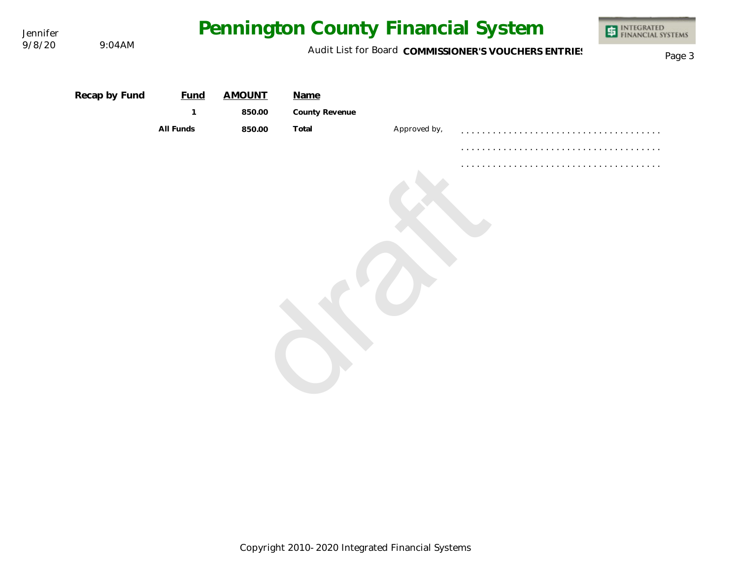# Pennington County Financial System

Audit List for Board **COMMISSIONER'S VOUCHERS ENTRIES**

| Recap by Fund | Fund | AMOUNT | Name |
|---|---|---|---|
| | 1 | 850.00 | County Revenue |
| | All Funds | 850.00 | Total |

Approved by, . . . . . . . . . . . . . . . . . . . . . . . . . . . . . . . . . . . . .

. . . . . . . . . . . . . . . . . . . . . . . . . . . . . . . . . . . . .

. . . . . . . . . . . . . . . . . . . . . . . . . . . . . . . . . . . . .

draft